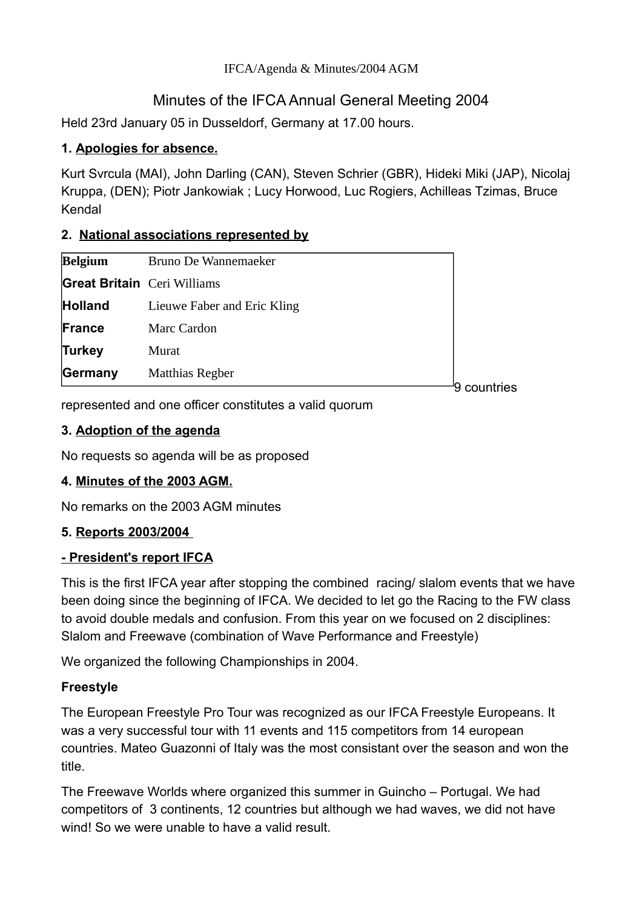IFCA/Agenda & Minutes/2004 AGM

# Minutes of the IFCA Annual General Meeting 2004

Held 23rd January 05 in Dusseldorf, Germany at 17.00 hours.

**1. Apologies for absence.**

Kurt Svrcula (MAI), John Darling (CAN), Steven Schrier (GBR), Hideki Miki (JAP), Nicolaj Kruppa, (DEN); Piotr Jankowiak ; Lucy Horwood, Luc Rogiers, Achilleas Tzimas, Bruce Kendal

**2. National associations represented by**

| | |
|---|---|
| **Belgium** | Bruno De Wannemaeker |
| **Great Britain** | Ceri Williams |
| **Holland** | Lieuwe Faber and Eric Kling |
| **France** | Marc Cardon |
| **Turkey** | Murat |
| **Germany** | Matthias Regber |

9 countries represented and one officer constitutes a valid quorum

**3. Adoption of the agenda**

No requests so agenda will be as proposed

**4. Minutes of the 2003 AGM.**

No remarks on the 2003 AGM minutes

**5. Reports 2003/2004**

**- President's report IFCA**

This is the first IFCA year after stopping the combined racing/ slalom events that we have been doing since the beginning of IFCA. We decided to let go the Racing to the FW class to avoid double medals and confusion. From this year on we focused on 2 disciplines: Slalom and Freewave (combination of Wave Performance and Freestyle)

We organized the following Championships in 2004.

**Freestyle**

The European Freestyle Pro Tour was recognized as our IFCA Freestyle Europeans. It was a very successful tour with 11 events and 115 competitors from 14 european countries. Mateo Guazonni of Italy was the most consistant over the season and won the title.

The Freewave Worlds where organized this summer in Guincho – Portugal. We had competitors of 3 continents, 12 countries but although we had waves, we did not have wind! So we were unable to have a valid result.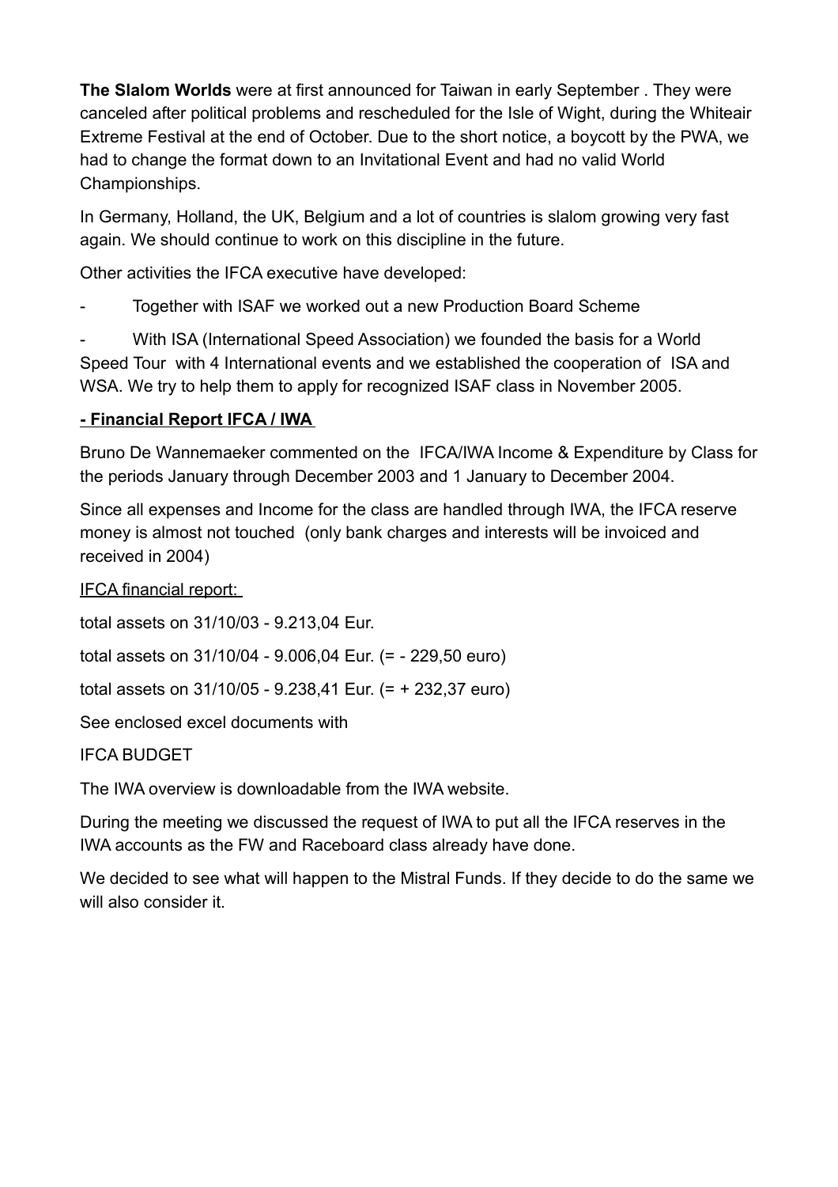**The Slalom Worlds** were at first announced for Taiwan in early September . They were canceled after political problems and rescheduled for the Isle of Wight, during the Whiteair Extreme Festival at the end of October. Due to the short notice, a boycott by the PWA, we had to change the format down to an Invitational Event and had no valid World Championships.

In Germany, Holland, the UK, Belgium and a lot of countries is slalom growing very fast again. We should continue to work on this discipline in the future.

Other activities the IFCA executive have developed:

- Together with ISAF we worked out a new Production Board Scheme
- With ISA (International Speed Association) we founded the basis for a World Speed Tour with 4 International events and we established the cooperation of ISA and WSA. We try to help them to apply for recognized ISAF class in November 2005.

**- Financial Report IFCA / IWA**

Bruno De Wannemaeker commented on the IFCA/IWA Income & Expenditure by Class for the periods January through December 2003 and 1 January to December 2004.

Since all expenses and Income for the class are handled through IWA, the IFCA reserve money is almost not touched (only bank charges and interests will be invoiced and received in 2004)

IFCA financial report:

total assets on 31/10/03 - 9.213,04 Eur.

total assets on 31/10/04 - 9.006,04 Eur. (= - 229,50 euro)

total assets on 31/10/05 - 9.238,41 Eur. (= + 232,37 euro)

See enclosed excel documents with

IFCA BUDGET

The IWA overview is downloadable from the IWA website.

During the meeting we discussed the request of IWA to put all the IFCA reserves in the IWA accounts as the FW and Raceboard class already have done.

We decided to see what will happen to the Mistral Funds. If they decide to do the same we will also consider it.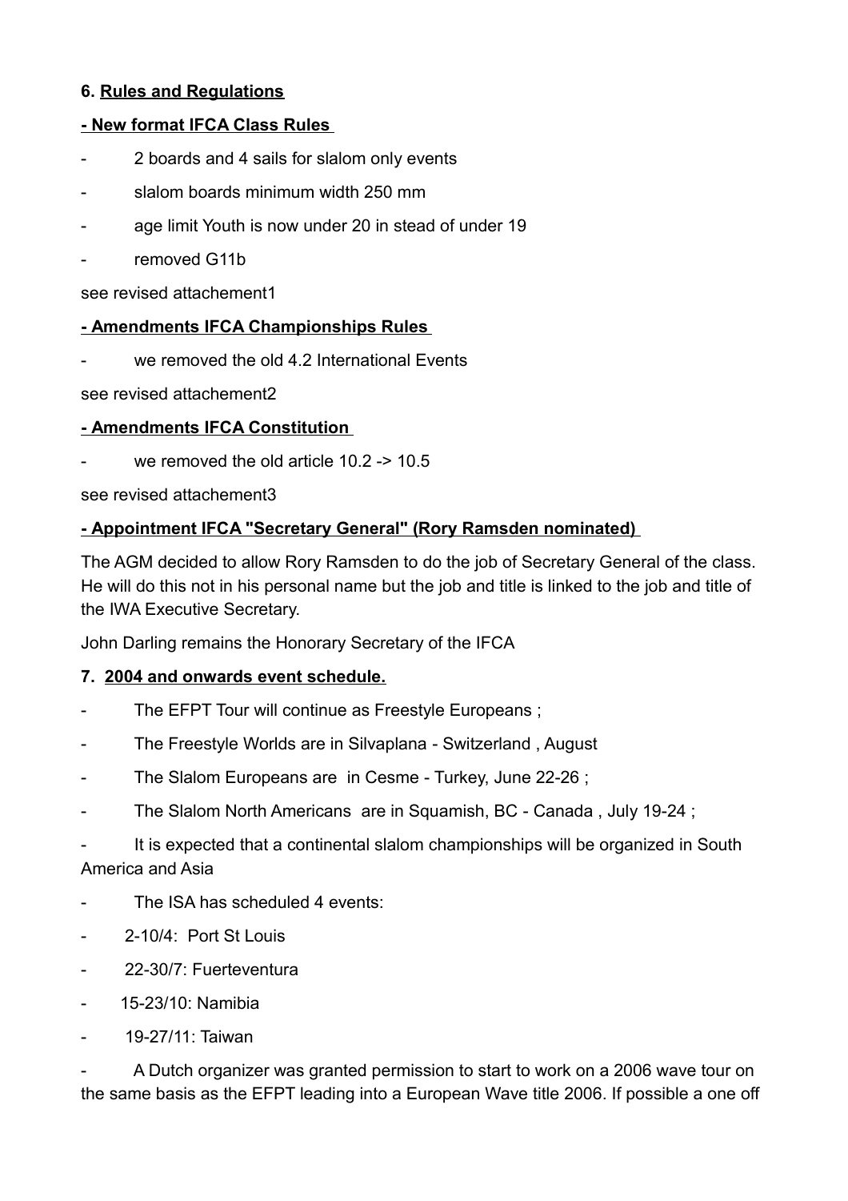**6. Rules and Regulations**

**- New format IFCA Class Rules**

- 2 boards and 4 sails for slalom only events
- slalom boards minimum width 250 mm
- age limit Youth is now under 20 in stead of under 19
- removed G11b

see revised attachement1

**- Amendments IFCA Championships Rules**

- we removed the old 4.2 International Events

see revised attachement2

**- Amendments IFCA Constitution**

- we removed the old article 10.2 -> 10.5

see revised attachement3

**- Appointment IFCA "Secretary General" (Rory Ramsden nominated)**

The AGM decided to allow Rory Ramsden to do the job of Secretary General of the class. He will do this not in his personal name but the job and title is linked to the job and title of the IWA Executive Secretary.

John Darling remains the Honorary Secretary of the IFCA

**7. 2004 and onwards event schedule.**

- The EFPT Tour will continue as Freestyle Europeans ;
- The Freestyle Worlds are in Silvaplana - Switzerland , August
- The Slalom Europeans are in Cesme - Turkey, June 22-26 ;
- The Slalom North Americans are in Squamish, BC - Canada , July 19-24 ;
- It is expected that a continental slalom championships will be organized in South America and Asia
- The ISA has scheduled 4 events:
- 2-10/4: Port St Louis
- 22-30/7: Fuerteventura
- 15-23/10: Namibia
- 19-27/11: Taiwan
- A Dutch organizer was granted permission to start to work on a 2006 wave tour on the same basis as the EFPT leading into a European Wave title 2006. If possible a one off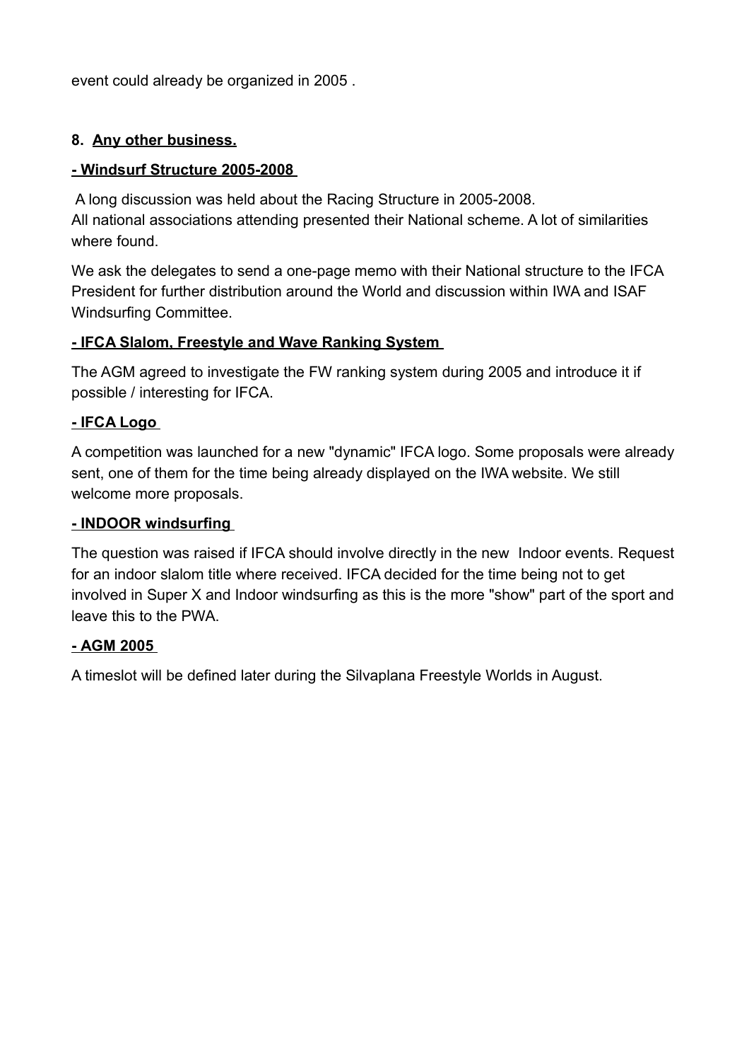event could already be organized in 2005 .

## 8. Any other business.

### - Windsurf Structure 2005-2008

A long discussion was held about the Racing Structure in 2005-2008.
All national associations attending presented their National scheme. A lot of similarities where found.

We ask the delegates to send a one-page memo with their National structure to the IFCA President for further distribution around the World and discussion within IWA and ISAF Windsurfing Committee.

### - IFCA Slalom, Freestyle and Wave Ranking System

The AGM agreed to investigate the FW ranking system during 2005 and introduce it if possible / interesting for IFCA.

### - IFCA Logo

A competition was launched for a new "dynamic" IFCA logo. Some proposals were already sent, one of them for the time being already displayed on the IWA website. We still welcome more proposals.

### - INDOOR windsurfing

The question was raised if IFCA should involve directly in the new Indoor events. Request for an indoor slalom title where received. IFCA decided for the time being not to get involved in Super X and Indoor windsurfing as this is the more "show" part of the sport and leave this to the PWA.

### - AGM 2005

A timeslot will be defined later during the Silvaplana Freestyle Worlds in August.